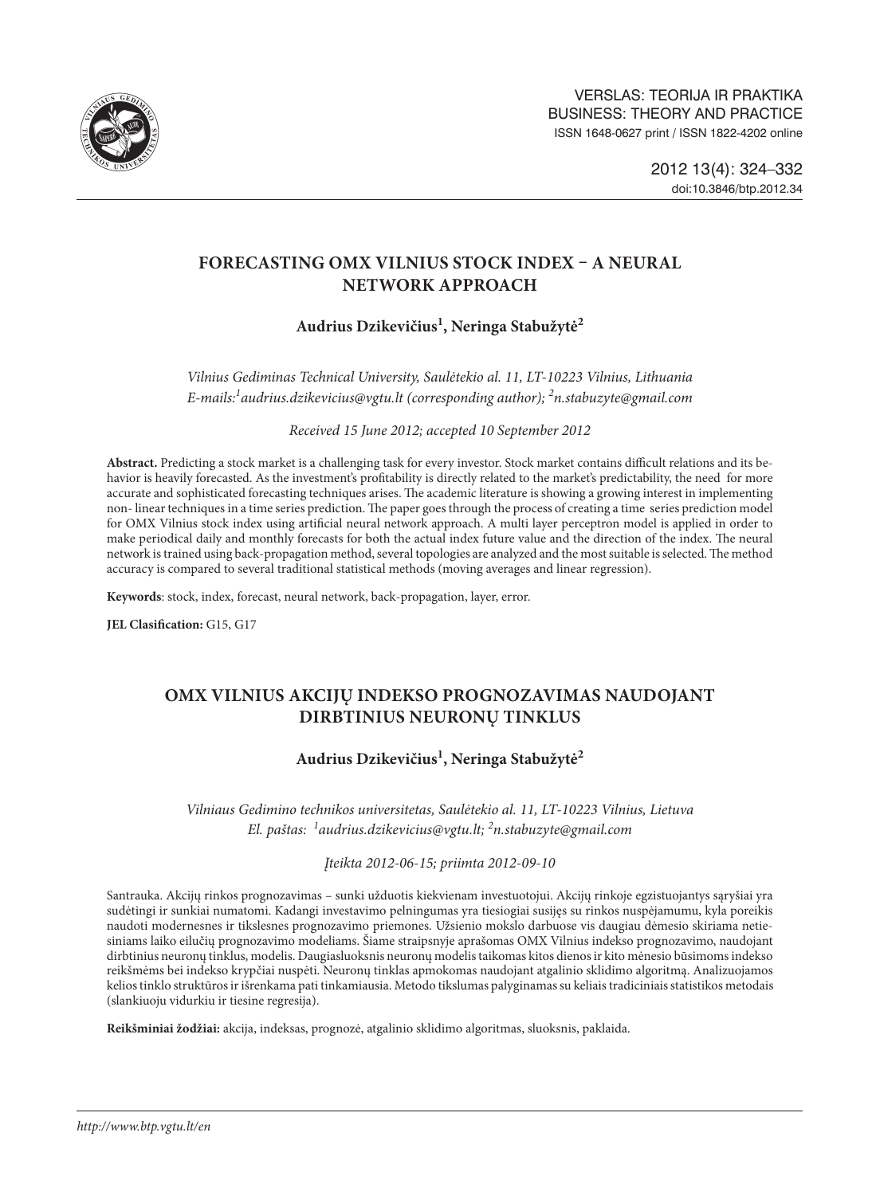# FORECASTING OMX VILNIUS STOCK INDEX – A NEURAL NETWORK APPROACH

**Audrius Dzikevičius[1], Neringa Stabužytė[2]**

*Vilnius Gediminas Technical University, Saulėtekio al. 11, LT-10223 Vilnius, Lithuania*
*E-mails:[1]audrius.dzikevicius@vgtu.lt (corresponding author); [2]n.stabuzyte@gmail.com*

*Received 15 June 2012; accepted 10 September 2012*

**Abstract.** Predicting a stock market is a challenging task for every investor. Stock market contains difficult relations and its behavior is heavily forecasted. As the investment's profitability is directly related to the market's predictability, the need for more accurate and sophisticated forecasting techniques arises. The academic literature is showing a growing interest in implementing non- linear techniques in a time series prediction. The paper goes through the process of creating a time series prediction model for OMX Vilnius stock index using artificial neural network approach. A multi layer perceptron model is applied in order to make periodical daily and monthly forecasts for both the actual index future value and the direction of the index. The neural network is trained using back-propagation method, several topologies are analyzed and the most suitable is selected. The method accuracy is compared to several traditional statistical methods (moving averages and linear regression).

**Keywords**: stock, index, forecast, neural network, back-propagation, layer, error.

**JEL Clasification:** G15, G17

# OMX VILNIUS AKCIJŲ INDEKSO PROGNOZAVIMAS NAUDOJANT DIRBTINIUS NEURONŲ TINKLUS

**Audrius Dzikevičius[1], Neringa Stabužytė[2]**

*Vilniaus Gedimino technikos universitetas, Saulėtekio al. 11, LT-10223 Vilnius, Lietuva*
*El. paštas: [1]audrius.dzikevicius@vgtu.lt; [2]n.stabuzyte@gmail.com*

*Įteikta 2012-06-15; priimta 2012-09-10*

Santrauka. Akcijų rinkos prognozavimas – sunki užduotis kiekvienam investuotojui. Akcijų rinkoje egzistuojantys sąryšiai yra sudėtingi ir sunkiai numatomi. Kadangi investavimo pelningumas yra tiesiogiai susijęs su rinkos nuspėjamumu, kyla poreikis naudoti modernesnes ir tikslesnes prognozavimo priemones. Užsienio mokslo darbuose vis daugiau dėmesio skiriama netiesiniams laiko eilučių prognozavimo modeliams. Šiame straipsnyje aprašomas OMX Vilnius indekso prognozavimo, naudojant dirbtinius neuronų tinklus, modelis. Daugiasluoksnis neuronų modelis taikomas kitos dienos ir kito mėnesio būsimoms indekso reikšmėms bei indekso krypčiai nuspėti. Neuronų tinklas apmokomas naudojant atgalinio sklidimo algoritmą. Analizuojamos kelios tinklo struktūros ir išrenkama pati tinkamiausia. Metodo tikslumas palyginamas su keliais tradiciniais statistikos metodais (slankiuoju vidurkiu ir tiesine regresija).

**Reikšminiai žodžiai:** akcija, indeksas, prognozė, atgalinio sklidimo algoritmas, sluoksnis, paklaida.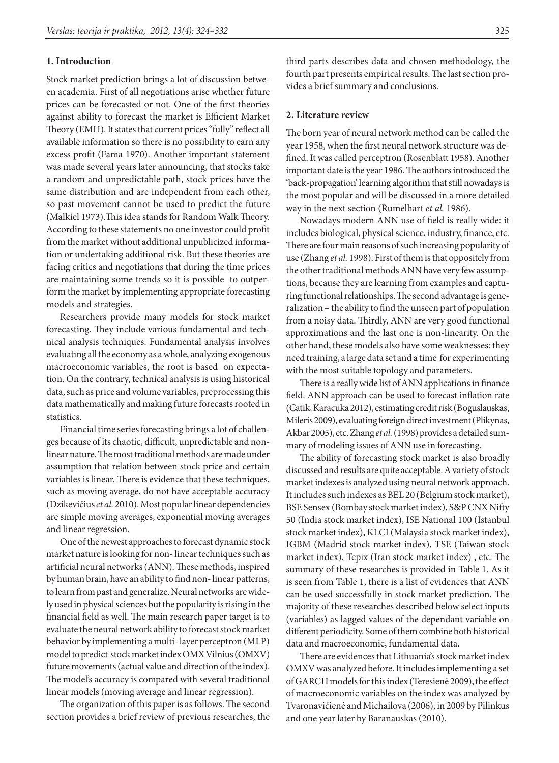## 1. Introduction

Stock market prediction brings a lot of discussion between academia. First of all negotiations arise whether future prices can be forecasted or not. One of the first theories against ability to forecast the market is Efficient Market Theory (EMH). It states that current prices "fully" reflect all available information so there is no possibility to earn any excess profit (Fama 1970). Another important statement was made several years later announcing, that stocks take a random and unpredictable path, stock prices have the same distribution and are independent from each other, so past movement cannot be used to predict the future (Malkiel 1973).This idea stands for Random Walk Theory. According to these statements no one investor could profit from the market without additional unpublicized information or undertaking additional risk. But these theories are facing critics and negotiations that during the time prices are maintaining some trends so it is possible to outperform the market by implementing appropriate forecasting models and strategies.

Researchers provide many models for stock market forecasting. They include various fundamental and technical analysis techniques. Fundamental analysis involves evaluating all the economy as a whole, analyzing exogenous macroeconomic variables, the root is based on expectation. On the contrary, technical analysis is using historical data, such as price and volume variables, preprocessing this data mathematically and making future forecasts rooted in statistics.

Financial time series forecasting brings a lot of challenges because of its chaotic, difficult, unpredictable and nonlinear nature. The most traditional methods are made under assumption that relation between stock price and certain variables is linear. There is evidence that these techniques, such as moving average, do not have acceptable accuracy (Dzikevičius *et al.* 2010). Most popular linear dependencies are simple moving averages, exponential moving averages and linear regression.

One of the newest approaches to forecast dynamic stock market nature is looking for non- linear techniques such as artificial neural networks (ANN). These methods, inspired by human brain, have an ability to find non- linear patterns, to learn from past and generalize. Neural networks are widely used in physical sciences but the popularity is rising in the financial field as well. The main research paper target is to evaluate the neural network ability to forecast stock market behavior by implementing a multi- layer perceptron (MLP) model to predict stock market index OMX Vilnius (OMXV) future movements (actual value and direction of the index). The model's accuracy is compared with several traditional linear models (moving average and linear regression).

The organization of this paper is as follows. The second section provides a brief review of previous researches, the third parts describes data and chosen methodology, the fourth part presents empirical results. The last section provides a brief summary and conclusions.

## 2. Literature review

The born year of neural network method can be called the year 1958, when the first neural network structure was defined. It was called perceptron (Rosenblatt 1958). Another important date is the year 1986. The authors introduced the 'back-propagation' learning algorithm that still nowadays is the most popular and will be discussed in a more detailed way in the next section (Rumelhart *et al.* 1986).

Nowadays modern ANN use of field is really wide: it includes biological, physical science, industry, finance, etc. There are four main reasons of such increasing popularity of use (Zhang *et al.* 1998). First of them is that oppositely from the other traditional methods ANN have very few assumptions, because they are learning from examples and capturing functional relationships. The second advantage is generalization – the ability to find the unseen part of population from a noisy data. Thirdly, ANN are very good functional approximations and the last one is non-linearity. On the other hand, these models also have some weaknesses: they need training, a large data set and a time for experimenting with the most suitable topology and parameters.

There is a really wide list of ANN applications in finance field. ANN approach can be used to forecast inflation rate (Catik, Karacuka 2012), estimating credit risk (Boguslauskas, Mileris 2009), evaluating foreign direct investment (Plikynas, Akbar 2005), etc. Zhang *et al.* (1998) provides a detailed summary of modeling issues of ANN use in forecasting.

The ability of forecasting stock market is also broadly discussed and results are quite acceptable. A variety of stock market indexes is analyzed using neural network approach. It includes such indexes as BEL 20 (Belgium stock market), BSE Sensex (Bombay stock market index), S&P CNX Nifty 50 (India stock market index), ISE National 100 (Istanbul stock market index), KLCI (Malaysia stock market index), IGBM (Madrid stock market index), TSE (Taiwan stock market index), Tepix (Iran stock market index) , etc. The summary of these researches is provided in Table 1. As it is seen from Table 1, there is a list of evidences that ANN can be used successfully in stock market prediction. The majority of these researches described below select inputs (variables) as lagged values of the dependant variable on different periodicity. Some of them combine both historical data and macroeconomic, fundamental data.

There are evidences that Lithuania's stock market index OMXV was analyzed before. It includes implementing a set of GARCH models for this index (Teresienė 2009), the effect of macroeconomic variables on the index was analyzed by Tvaronavičienė and Michailova (2006), in 2009 by Pilinkus and one year later by Baranauskas (2010).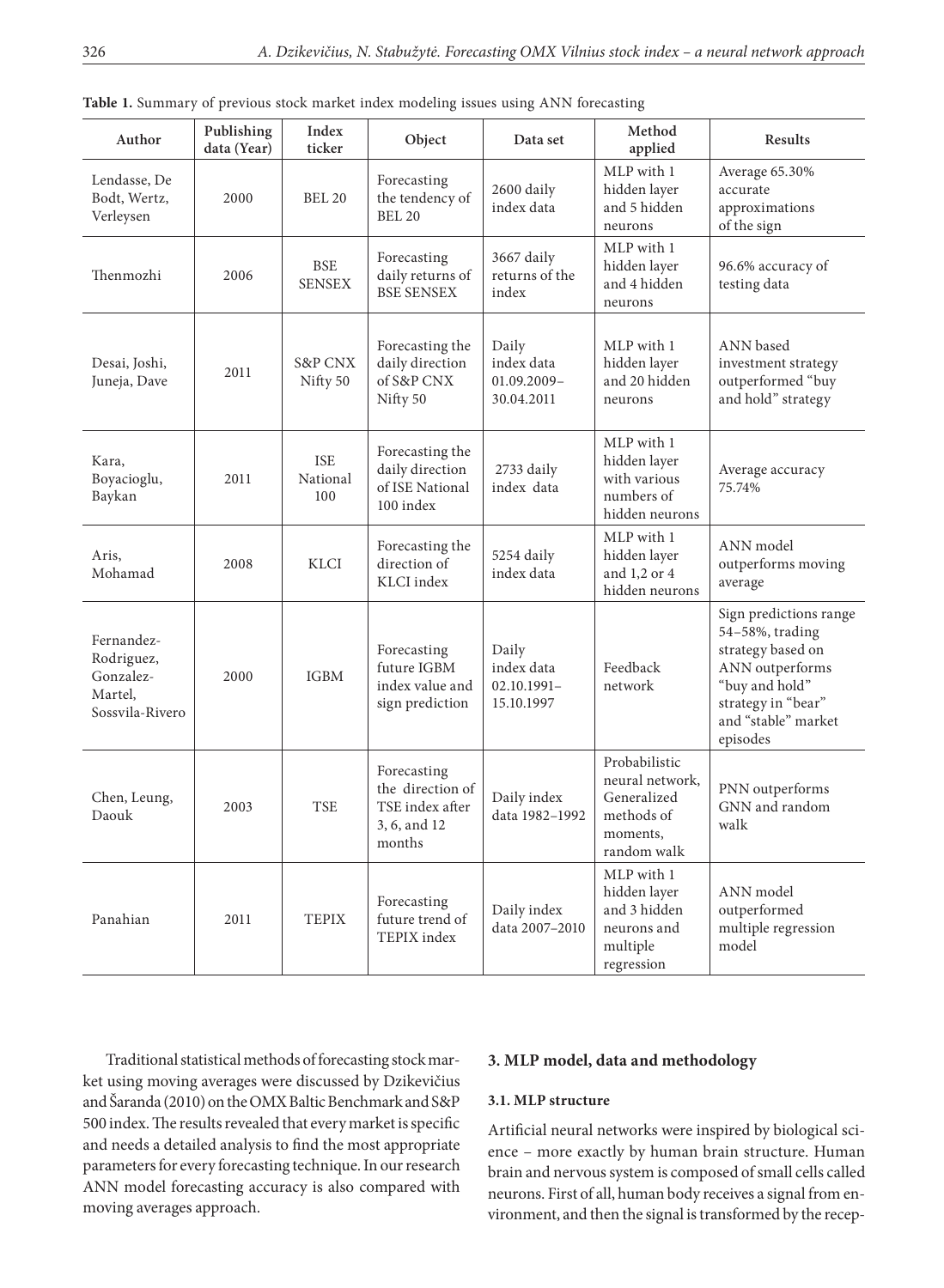**Table 1.** Summary of previous stock market index modeling issues using ANN forecasting

| Author | Publishing data (Year) | Index ticker | Object | Data set | Method applied | Results |
|---|---|---|---|---|---|---|
| Lendasse, De Bodt, Wertz, Verleysen | 2000 | BEL 20 | Forecasting the tendency of BEL 20 | 2600 daily index data | MLP with 1 hidden layer and 5 hidden neurons | Average 65.30% accurate approximations of the sign |
| Thenmozhi | 2006 | BSE SENSEX | Forecasting daily returns of the BSE SENSEX | 3667 daily returns of the index | MLP with 1 hidden layer and 4 hidden neurons | 96.6% accuracy of testing data |
| Desai, Joshi, Juneja, Dave | 2011 | S&P CNX Nifty 50 | Forecasting the daily direction of S&P CNX Nifty 50 | Daily index data 01.09.2009–30.04.2011 | MLP with 1 hidden layer and 20 hidden neurons | ANN based investment strategy outperformed "buy and hold" strategy |
| Kara, Boyacioglu, Baykan | 2011 | ISE National 100 | Forecasting the daily direction of ISE National 100 index | 2733 daily index data | MLP with 1 hidden layer with various numbers of hidden neurons | Average accuracy 75.74% |
| Aris, Mohamad | 2008 | KLCI | Forecasting the direction of KLCI index | 5254 daily index data | MLP with 1 hidden layer and 1,2 or 4 hidden neurons | ANN model outperforms moving average |
| Fernandez-Rodriguez, Gonzalez-Martel, Sossvila-Rivero | 2000 | IGBM | Forecasting future IGBM index value and sign prediction | Daily index data 02.10.1991–15.10.1997 | Feedback network | Sign predictions range 54–58%, trading strategy based on ANN outperforms "buy and hold" strategy in "bear" and "stable" market episodes |
| Chen, Leung, Daouk | 2003 | TSE | Forecasting the direction of TSE index after 3, 6, and 12 months | Daily index data 1982–1992 | Probabilistic neural network, Generalized methods of moments, random walk | PNN outperforms GNN and random walk |
| Panahian | 2011 | TEPIX | Forecasting future trend of TEPIX index | Daily index data 2007–2010 | MLP with 1 hidden layer and 3 hidden neurons and multiple regression | ANN model outperformed multiple regression model |

Traditional statistical methods of forecasting stock market using moving averages were discussed by Dzikevičius and Šaranda (2010) on the OMX Baltic Benchmark and S&P 500 index. The results revealed that every market is specific and needs a detailed analysis to find the most appropriate parameters for every forecasting technique. In our research ANN model forecasting accuracy is also compared with moving averages approach.

## 3. MLP model, data and methodology

### 3.1. MLP structure

Artificial neural networks were inspired by biological science – more exactly by human brain structure. Human brain and nervous system is composed of small cells called neurons. First of all, human body receives a signal from environment, and then the signal is transformed by the recep-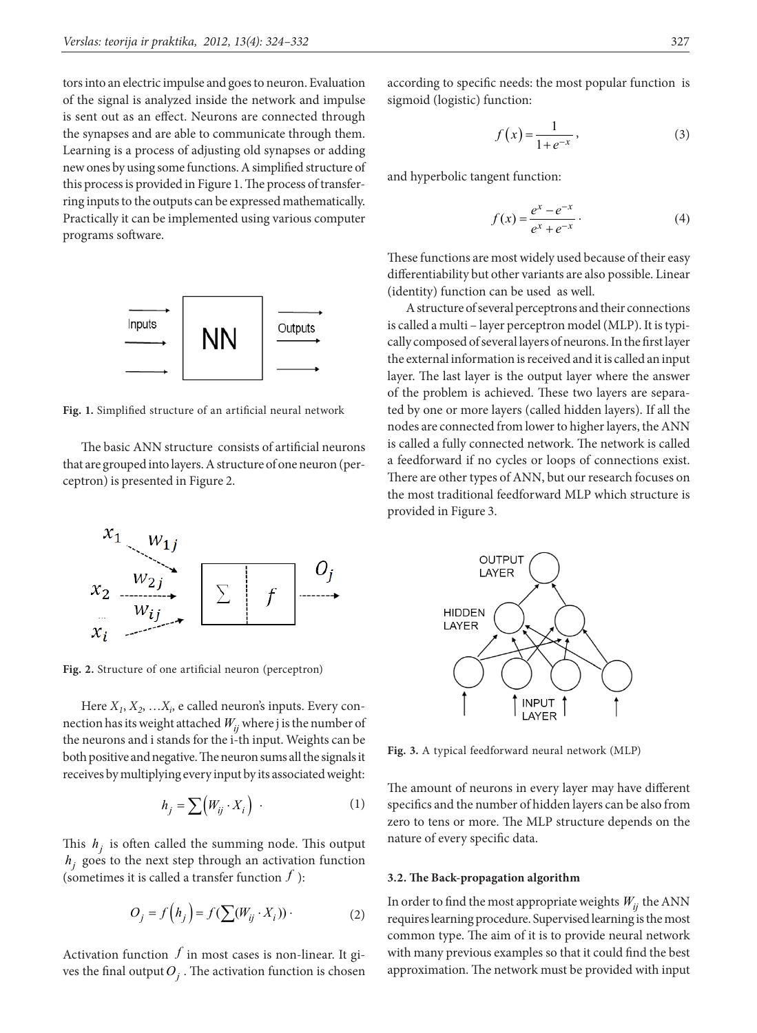tors into an electric impulse and goes to neuron. Evaluation of the signal is analyzed inside the network and impulse is sent out as an effect. Neurons are connected through the synapses and are able to communicate through them. Learning is a process of adjusting old synapses or adding new ones by using some functions. A simplified structure of this process is provided in Figure 1. The process of transferring inputs to the outputs can be expressed mathematically. Practically it can be implemented using various computer programs software.

**Fig. 1.** Simplified structure of an artificial neural network

The basic ANN structure consists of artificial neurons that are grouped into layers. A structure of one neuron (perceptron) is presented in Figure 2.

**Fig. 2.** Structure of one artificial neuron (perceptron)

Here $X_1, X_2, \ldots X_i$, e called neuron's inputs. Every connection has its weight attached $W_{ij}$ where j is the number of the neurons and i stands for the i-th input. Weights can be both positive and negative. The neuron sums all the signals it receives by multiplying every input by its associated weight:

$$h_j = \sum \left( W_{ij} \cdot X_i \right) \cdot \tag{1}$$

This $h_j$ is often called the summing node. This output $h_j$ goes to the next step through an activation function (sometimes it is called a transfer function $f$ ):

$$O_j = f\left(h_j\right) = f\left(\sum (W_{ij} \cdot X_i)\right) \cdot \tag{2}$$

Activation function $f$ in most cases is non-linear. It gives the final output $O_j$. The activation function is chosen according to specific needs: the most popular function is sigmoid (logistic) function:

$$f\left(x\right) = \frac{1}{1+e^{-x}}, \tag{3}$$

and hyperbolic tangent function:

$$f(x) = \frac{e^{x} - e^{-x}}{e^{x} + e^{-x}} \cdot \tag{4}$$

These functions are most widely used because of their easy differentiability but other variants are also possible. Linear (identity) function can be used as well.

A structure of several perceptrons and their connections is called a multi – layer perceptron model (MLP). It is typically composed of several layers of neurons. In the first layer the external information is received and it is called an input layer. The last layer is the output layer where the answer of the problem is achieved. These two layers are separated by one or more layers (called hidden layers). If all the nodes are connected from lower to higher layers, the ANN is called a fully connected network. The network is called a feedforward if no cycles or loops of connections exist. There are other types of ANN, but our research focuses on the most traditional feedforward MLP which structure is provided in Figure 3.

**Fig. 3.** A typical feedforward neural network (MLP)

The amount of neurons in every layer may have different specifics and the number of hidden layers can be also from zero to tens or more. The MLP structure depends on the nature of every specific data.

### 3.2. The Back-propagation algorithm

In order to find the most appropriate weights $W_{ij}$ the ANN requires learning procedure. Supervised learning is the most common type. The aim of it is to provide neural network with many previous examples so that it could find the best approximation. The network must be provided with input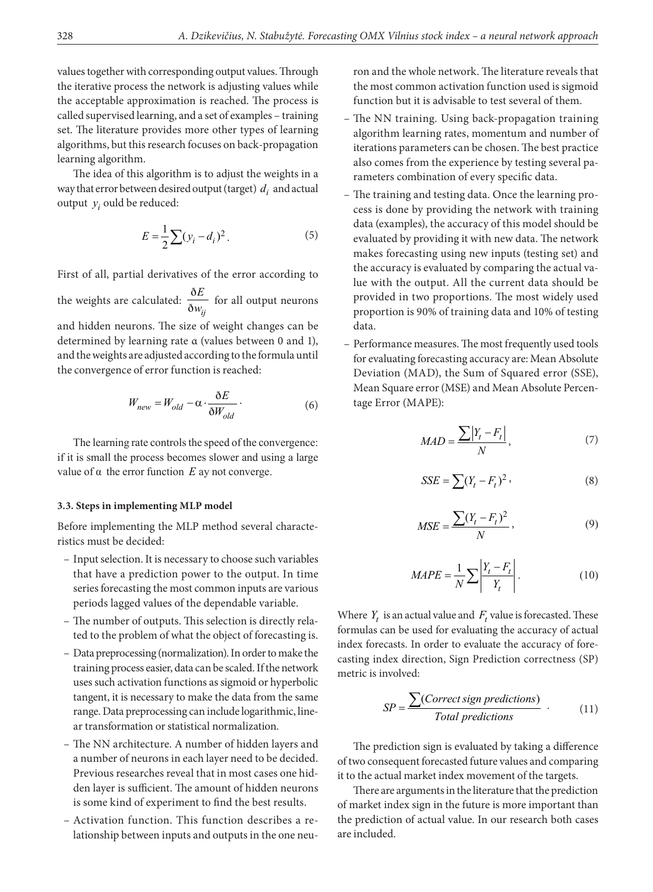values together with corresponding output values. Through the iterative process the network is adjusting values while the acceptable approximation is reached. The process is called supervised learning, and a set of examples – training set. The literature provides more other types of learning algorithms, but this research focuses on back-propagation learning algorithm.

The idea of this algorithm is to adjust the weights in a way that error between desired output (target) $d_i$ and actual output $y_i$ ould be reduced:

$$E = \frac{1}{2}\sum(y_i - d_i)^2. \tag{5}$$

First of all, partial derivatives of the error according to the weights are calculated: $\frac{\delta E}{\delta w_{ij}}$ for all output neurons and hidden neurons. The size of weight changes can be determined by learning rate α (values between 0 and 1), and the weights are adjusted according to the formula until the convergence of error function is reached:

$$W_{new} = W_{old} - \alpha \cdot \frac{\delta E}{\delta W_{old}}. \tag{6}$$

The learning rate controls the speed of the convergence: if it is small the process becomes slower and using a large value of $\alpha$ the error function $E$ ay not converge.

### 3.3. Steps in implementing MLP model

Before implementing the MLP method several characteristics must be decided:

- Input selection. It is necessary to choose such variables that have a prediction power to the output. In time series forecasting the most common inputs are various periods lagged values of the dependable variable.
- The number of outputs. This selection is directly related to the problem of what the object of forecasting is.
- Data preprocessing (normalization). In order to make the training process easier, data can be scaled. If the network uses such activation functions as sigmoid or hyperbolic tangent, it is necessary to make the data from the same range. Data preprocessing can include logarithmic, linear transformation or statistical normalization.
- The NN architecture. A number of hidden layers and a number of neurons in each layer need to be decided. Previous researches reveal that in most cases one hidden layer is sufficient. The amount of hidden neurons is some kind of experiment to find the best results.
- Activation function. This function describes a relationship between inputs and outputs in the one neuron and the whole network. The literature reveals that the most common activation function used is sigmoid function but it is advisable to test several of them.
- The NN training. Using back-propagation training algorithm learning rates, momentum and number of iterations parameters can be chosen. The best practice also comes from the experience by testing several parameters combination of every specific data.
- The training and testing data. Once the learning process is done by providing the network with training data (examples), the accuracy of this model should be evaluated by providing it with new data. The network makes forecasting using new inputs (testing set) and the accuracy is evaluated by comparing the actual value with the output. All the current data should be provided in two proportions. The most widely used proportion is 90% of training data and 10% of testing data.
- Performance measures. The most frequently used tools for evaluating forecasting accuracy are: Mean Absolute Deviation (MAD), the Sum of Squared error (SSE), Mean Square error (MSE) and Mean Absolute Percentage Error (MAPE):

$$MAD = \frac{\sum|Y_t - F_t|}{N}, \tag{7}$$

$$SSE = \sum(Y_t - F_t)^2, \tag{8}$$

$$MSE = \frac{\sum(Y_t - F_t)^2}{N}, \tag{9}$$

$$MAPE = \frac{1}{N}\sum\left|\frac{Y_t - F_t}{Y_t}\right|. \tag{10}$$

Where $Y_t$ is an actual value and $F_t$ value is forecasted. These formulas can be used for evaluating the accuracy of actual index forecasts. In order to evaluate the accuracy of forecasting index direction, Sign Prediction correctness (SP) metric is involved:

$$SP = \frac{\sum(\textit{Correct sign predictions})}{\textit{Total predictions}}. \tag{11}$$

The prediction sign is evaluated by taking a difference of two consequent forecasted future values and comparing it to the actual market index movement of the targets.

There are arguments in the literature that the prediction of market index sign in the future is more important than the prediction of actual value. In our research both cases are included.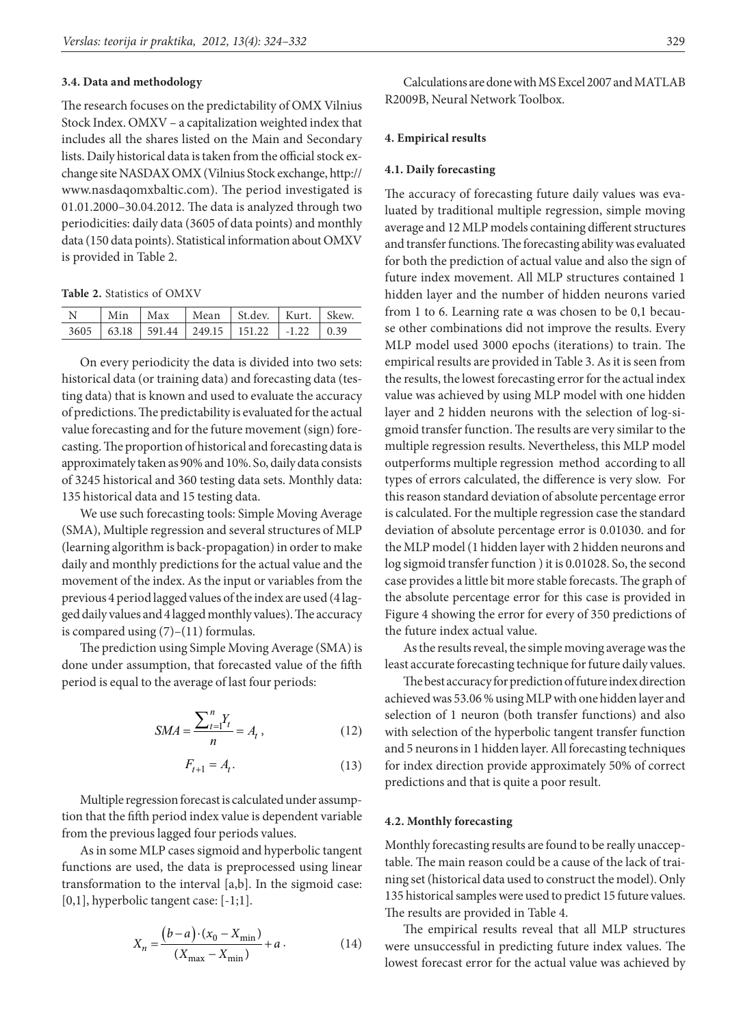### 3.4. Data and methodology

The research focuses on the predictability of OMX Vilnius Stock Index. OMXV – a capitalization weighted index that includes all the shares listed on the Main and Secondary lists. Daily historical data is taken from the official stock exchange site NASDAX OMX (Vilnius Stock exchange, http://www.nasdaqomxbaltic.com). The period investigated is 01.01.2000–30.04.2012. The data is analyzed through two periodicities: daily data (3605 of data points) and monthly data (150 data points). Statistical information about OMXV is provided in Table 2.

**Table 2.** Statistics of OMXV

| N | Min | Max | Mean | St.dev. | Kurt. | Skew. |
|---|---|---|---|---|---|---|
| 3605 | 63.18 | 591.44 | 249.15 | 151.22 | -1.22 | 0.39 |

On every periodicity the data is divided into two sets: historical data (or training data) and forecasting data (testing data) that is known and used to evaluate the accuracy of predictions. The predictability is evaluated for the actual value forecasting and for the future movement (sign) forecasting. The proportion of historical and forecasting data is approximately taken as 90% and 10%. So, daily data consists of 3245 historical and 360 testing data sets. Monthly data: 135 historical data and 15 testing data.

We use such forecasting tools: Simple Moving Average (SMA), Multiple regression and several structures of MLP (learning algorithm is back-propagation) in order to make daily and monthly predictions for the actual value and the movement of the index. As the input or variables from the previous 4 period lagged values of the index are used (4 lagged daily values and 4 lagged monthly values). The accuracy is compared using (7)–(11) formulas.

The prediction using Simple Moving Average (SMA) is done under assumption, that forecasted value of the fifth period is equal to the average of last four periods:

$$SMA = \frac{\sum_{t=1}^{n} Y_t}{n} = A_t, \tag{12}$$

$$F_{t+1} = A_t. \tag{13}$$

Multiple regression forecast is calculated under assumption that the fifth period index value is dependent variable from the previous lagged four periods values.

As in some MLP cases sigmoid and hyperbolic tangent functions are used, the data is preprocessed using linear transformation to the interval [a,b]. In the sigmoid case: [0,1], hyperbolic tangent case: [-1;1].

$$X_n = \frac{(b-a)\cdot(x_0 - X_{\min})}{(X_{\max} - X_{\min})} + a. \tag{14}$$

Calculations are done with MS Excel 2007 and MATLAB R2009B, Neural Network Toolbox.

## 4. Empirical results

### 4.1. Daily forecasting

The accuracy of forecasting future daily values was evaluated by traditional multiple regression, simple moving average and 12 MLP models containing different structures and transfer functions. The forecasting ability was evaluated for both the prediction of actual value and also the sign of future index movement. All MLP structures contained 1 hidden layer and the number of hidden neurons varied from 1 to 6. Learning rate α was chosen to be 0,1 because other combinations did not improve the results. Every MLP model used 3000 epochs (iterations) to train. The empirical results are provided in Table 3. As it is seen from the results, the lowest forecasting error for the actual index value was achieved by using MLP model with one hidden layer and 2 hidden neurons with the selection of log-sigmoid transfer function. The results are very similar to the multiple regression results. Nevertheless, this MLP model outperforms multiple regression method according to all types of errors calculated, the difference is very slow. For this reason standard deviation of absolute percentage error is calculated. For the multiple regression case the standard deviation of absolute percentage error is 0.01030. and for the MLP model (1 hidden layer with 2 hidden neurons and log sigmoid transfer function ) it is 0.01028. So, the second case provides a little bit more stable forecasts. The graph of the absolute percentage error for this case is provided in Figure 4 showing the error for every of 350 predictions of the future index actual value.

As the results reveal, the simple moving average was the least accurate forecasting technique for future daily values.

The best accuracy for prediction of future index direction achieved was 53.06 % using MLP with one hidden layer and selection of 1 neuron (both transfer functions) and also with selection of the hyperbolic tangent transfer function and 5 neurons in 1 hidden layer. All forecasting techniques for index direction provide approximately 50% of correct predictions and that is quite a poor result.

### 4.2. Monthly forecasting

Monthly forecasting results are found to be really unacceptable. The main reason could be a cause of the lack of training set (historical data used to construct the model). Only 135 historical samples were used to predict 15 future values. The results are provided in Table 4.

The empirical results reveal that all MLP structures were unsuccessful in predicting future index values. The lowest forecast error for the actual value was achieved by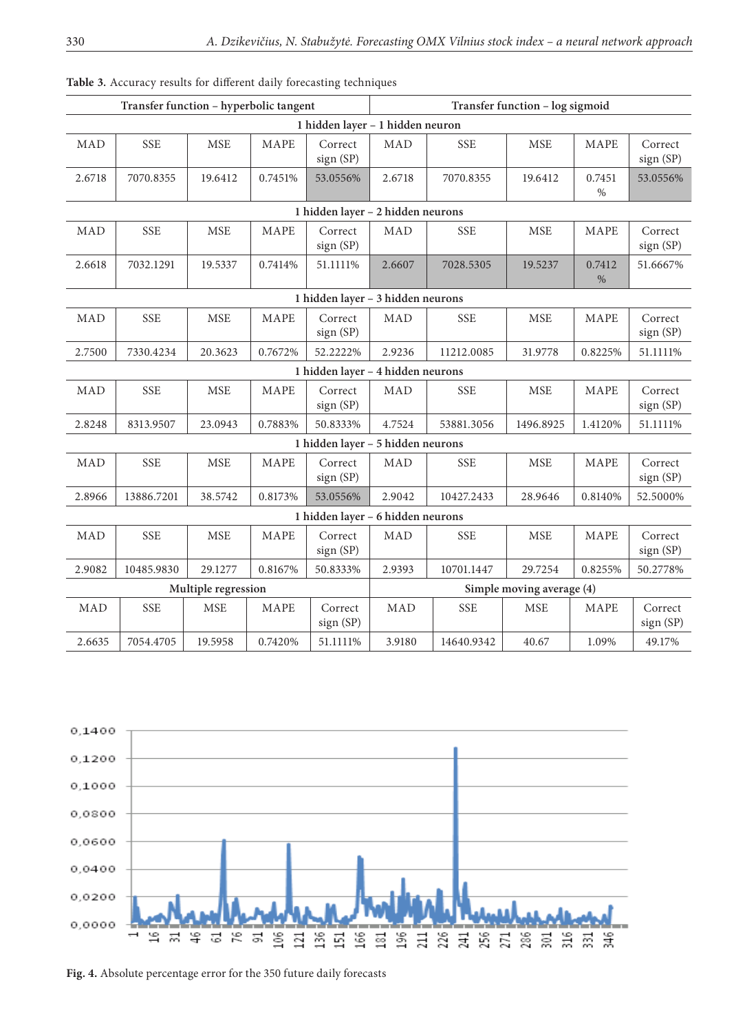**Table 3.** Accuracy results for different daily forecasting techniques

| Transfer function – hyperbolic tangent | | | | | Transfer function – log sigmoid | | | | |
|---|---|---|---|---|---|---|---|---|---|
| **1 hidden layer – 1 hidden neuron** | | | | | | | | | |
| MAD | SSE | MSE | MAPE | Correct sign (SP) | MAD | SSE | MSE | MAPE | Correct sign (SP) |
| 2.6718 | 7070.8355 | 19.6412 | 0.7451% | 53.0556% | 2.6718 | 7070.8355 | 19.6412 | 0.7451 % | 53.0556% |
| **1 hidden layer – 2 hidden neurons** | | | | | | | | | |
| MAD | SSE | MSE | MAPE | Correct sign (SP) | MAD | SSE | MSE | MAPE | Correct sign (SP) |
| 2.6618 | 7032.1291 | 19.5337 | 0.7414% | 51.1111% | 2.6607 | 7028.5305 | 19.5237 | 0.7412 % | 51.6667% |
| **1 hidden layer – 3 hidden neurons** | | | | | | | | | |
| MAD | SSE | MSE | MAPE | Correct sign (SP) | MAD | SSE | MSE | MAPE | Correct sign (SP) |
| 2.7500 | 7330.4234 | 20.3623 | 0.7672% | 52.2222% | 2.9236 | 11212.0085 | 31.9778 | 0.8225% | 51.1111% |
| **1 hidden layer – 4 hidden neurons** | | | | | | | | | |
| MAD | SSE | MSE | MAPE | Correct sign (SP) | MAD | SSE | MSE | MAPE | Correct sign (SP) |
| 2.8248 | 8313.9507 | 23.0943 | 0.7883% | 50.8333% | 4.7524 | 53881.3056 | 1496.8925 | 1.4120% | 51.1111% |
| **1 hidden layer – 5 hidden neurons** | | | | | | | | | |
| MAD | SSE | MSE | MAPE | Correct sign (SP) | MAD | SSE | MSE | MAPE | Correct sign (SP) |
| 2.8966 | 13886.7201 | 38.5742 | 0.8173% | 53.0556% | 2.9042 | 10427.2433 | 28.9646 | 0.8140% | 52.5000% |
| **1 hidden layer – 6 hidden neurons** | | | | | | | | | |
| MAD | SSE | MSE | MAPE | Correct sign (SP) | MAD | SSE | MSE | MAPE | Correct sign (SP) |
| 2.9082 | 10485.9830 | 29.1277 | 0.8167% | 50.8333% | 2.9393 | 10701.1447 | 29.7254 | 0.8255% | 50.2778% |
| **Multiple regression** | | | | | **Simple moving average (4)** | | | | |
| MAD | SSE | MSE | MAPE | Correct sign (SP) | MAD | SSE | MSE | MAPE | Correct sign (SP) |
| 2.6635 | 7054.4705 | 19.5958 | 0.7420% | 51.1111% | 3.9180 | 14640.9342 | 40.67 | 1.09% | 49.17% |

**Fig. 4.** Absolute percentage error for the 350 future daily forecasts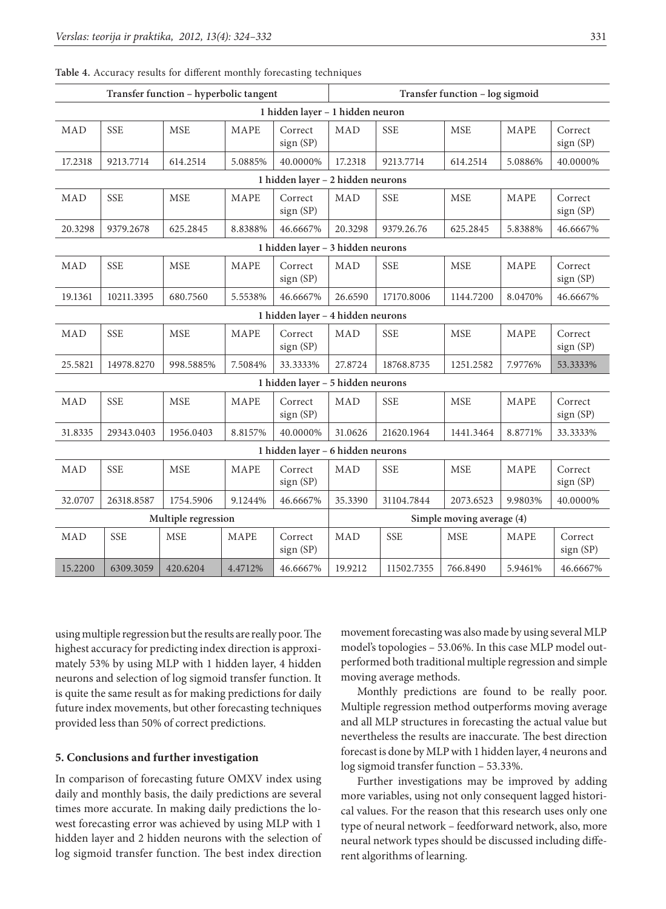**Table 4.** Accuracy results for different monthly forecasting techniques

| Transfer function – hyperbolic tangent | | | | | Transfer function – log sigmoid | | | | |
|---|---|---|---|---|---|---|---|---|---|
| 1 hidden layer – 1 hidden neuron | | | | | | | | | |
| MAD | SSE | MSE | MAPE | Correct sign (SP) | MAD | SSE | MSE | MAPE | Correct sign (SP) |
| 17.2318 | 9213.7714 | 614.2514 | 5.0885% | 40.0000% | 17.2318 | 9213.7714 | 614.2514 | 5.0886% | 40.0000% |
| 1 hidden layer – 2 hidden neurons | | | | | | | | | |
| MAD | SSE | MSE | MAPE | Correct sign (SP) | MAD | SSE | MSE | MAPE | Correct sign (SP) |
| 20.3298 | 9379.2678 | 625.2845 | 8.8388% | 46.6667% | 20.3298 | 9379.26.76 | 625.2845 | 5.8388% | 46.6667% |
| 1 hidden layer – 3 hidden neurons | | | | | | | | | |
| MAD | SSE | MSE | MAPE | Correct sign (SP) | MAD | SSE | MSE | MAPE | Correct sign (SP) |
| 19.1361 | 10211.3395 | 680.7560 | 5.5538% | 46.6667% | 26.6590 | 17170.8006 | 1144.7200 | 8.0470% | 46.6667% |
| 1 hidden layer – 4 hidden neurons | | | | | | | | | |
| MAD | SSE | MSE | MAPE | Correct sign (SP) | MAD | SSE | MSE | MAPE | Correct sign (SP) |
| 25.5821 | 14978.8270 | 998.5885% | 7.5084% | 33.3333% | 27.8724 | 18768.8735 | 1251.2582 | 7.9776% | 53.3333% |
| 1 hidden layer – 5 hidden neurons | | | | | | | | | |
| MAD | SSE | MSE | MAPE | Correct sign (SP) | MAD | SSE | MSE | MAPE | Correct sign (SP) |
| 31.8335 | 29343.0403 | 1956.0403 | 8.8157% | 40.0000% | 31.0626 | 21620.1964 | 1441.3464 | 8.8771% | 33.3333% |
| 1 hidden layer – 6 hidden neurons | | | | | | | | | |
| MAD | SSE | MSE | MAPE | Correct sign (SP) | MAD | SSE | MSE | MAPE | Correct sign (SP) |
| 32.0707 | 26318.8587 | 1754.5906 | 9.1244% | 46.6667% | 35.3390 | 31104.7844 | 2073.6523 | 9.9803% | 40.0000% |
| Multiple regression | | | | | Simple moving average (4) | | | | |
| MAD | SSE | MSE | MAPE | Correct sign (SP) | MAD | SSE | MSE | MAPE | Correct sign (SP) |
| 15.2200 | 6309.3059 | 420.6204 | 4.4712% | 46.6667% | 19.9212 | 11502.7355 | 766.8490 | 5.9461% | 46.6667% |

using multiple regression but the results are really poor. The highest accuracy for predicting index direction is approximately 53% by using MLP with 1 hidden layer, 4 hidden neurons and selection of log sigmoid transfer function. It is quite the same result as for making predictions for daily future index movements, but other forecasting techniques provided less than 50% of correct predictions.

## 5. Conclusions and further investigation

In comparison of forecasting future OMXV index using daily and monthly basis, the daily predictions are several times more accurate. In making daily predictions the lowest forecasting error was achieved by using MLP with 1 hidden layer and 2 hidden neurons with the selection of log sigmoid transfer function. The best index direction movement forecasting was also made by using several MLP model's topologies – 53.06%. In this case MLP model outperformed both traditional multiple regression and simple moving average methods.

Monthly predictions are found to be really poor. Multiple regression method outperforms moving average and all MLP structures in forecasting the actual value but nevertheless the results are inaccurate. The best direction forecast is done by MLP with 1 hidden layer, 4 neurons and log sigmoid transfer function – 53.33%.

Further investigations may be improved by adding more variables, using not only consequent lagged historical values. For the reason that this research uses only one type of neural network – feedforward network, also, more neural network types should be discussed including different algorithms of learning.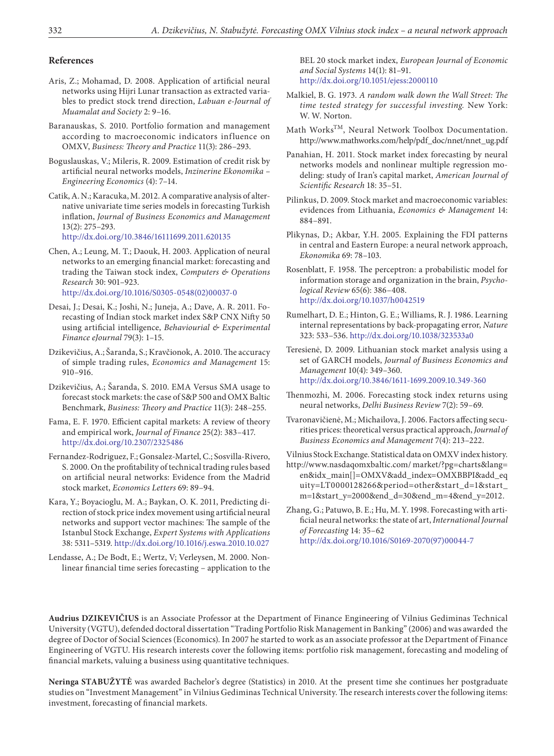## References

Aris, Z.; Mohamad, D. 2008. Application of artificial neural networks using Hijri Lunar transaction as extracted variables to predict stock trend direction, *Labuan e-Journal of Muamalat and Society* 2: 9–16.

Baranauskas, S. 2010. Portfolio formation and management according to macroeconomic indicators influence on OMXV, *Business: Theory and Practice* 11(3): 286–293.

Boguslauskas, V.; Mileris, R. 2009. Estimation of credit risk by artificial neural networks models, *Inzinerine Ekonomika – Engineering Economics* (4): 7–14.

Catik, A. N.; Karacuka, M. 2012. A comparative analysis of alternative univariate time series models in forecasting Turkish inflation, *Journal of Business Economics and Management* 13(2): 275–293. http://dx.doi.org/10.3846/16111699.2011.620135

Chen, A.; Leung, M. T.; Daouk, H. 2003. Application of neural networks to an emerging financial market: forecasting and trading the Taiwan stock index, *Computers & Operations Research* 30: 901–923. http://dx.doi.org/10.1016/S0305-0548(02)00037-0

Desai, J.; Desai, K.; Joshi, N.; Juneja, A.; Dave, A. R. 2011. Forecasting of Indian stock market index S&P CNX Nifty 50 using artificial intelligence, *Behaviourial & Experimental Finance eJournal* 79(3): 1–15.

Dzikevičius, A.; Šaranda, S.; Kravčionok, A. 2010. The accuracy of simple trading rules, *Economics and Management* 15: 910–916.

Dzikevičius, A.; Šaranda, S. 2010. EMA Versus SMA usage to forecast stock markets: the case of S&P 500 and OMX Baltic Benchmark, *Business: Theory and Practice* 11(3): 248–255.

Fama, E. F. 1970. Efficient capital markets: A review of theory and empirical work, *Journal of Finance* 25(2): 383–417. http://dx.doi.org/10.2307/2325486

Fernandez-Rodriguez, F.; Gonsalez-Martel, C.; Sosvilla-Rivero, S. 2000. On the profitability of technical trading rules based on artificial neural networks: Evidence from the Madrid stock market, *Economics Letters* 69: 89–94.

Kara, Y.; Boyacioglu, M. A.; Baykan, O. K. 2011, Predicting direction of stock price index movement using artificial neural networks and support vector machines: The sample of the Istanbul Stock Exchange, *Expert Systems with Applications* 38: 5311–5319. http://dx.doi.org/10.1016/j.eswa.2010.10.027

Lendasse, A.; De Bodt, E.; Wertz, V; Verleysen, M. 2000. Nonlinear financial time series forecasting – application to the BEL 20 stock market index, *European Journal of Economic and Social Systems* 14(1): 81–91. http://dx.doi.org/10.1051/ejess:2000110

Malkiel, B. G. 1973. *A random walk down the Wall Street: The time tested strategy for successful investing.* New York: W. W. Norton.

Math Works$^{TM}$, Neural Network Toolbox Documentation. http://www.mathworks.com/help/pdf_doc/nnet/nnet_ug.pdf

Panahian, H. 2011. Stock market index forecasting by neural networks models and nonlinear multiple regression modeling: study of Iran's capital market, *American Journal of Scientific Research* 18: 35–51.

Pilinkus, D. 2009. Stock market and macroeconomic variables: evidences from Lithuania, *Economics & Management* 14: 884–891.

Plikynas, D.; Akbar, Y.H. 2005. Explaining the FDI patterns in central and Eastern Europe: a neural network approach, *Ekonomika* 69: 78–103.

Rosenblatt, F. 1958. The perceptron: a probabilistic model for information storage and organization in the brain, *Psychological Review* 65(6): 386–408. http://dx.doi.org/10.1037/h0042519

Rumelhart, D. E.; Hinton, G. E.; Williams, R. J. 1986. Learning internal representations by back-propagating error, *Nature* 323: 533–536. http://dx.doi.org/10.1038/323533a0

Teresienė, D. 2009. Lithuanian stock market analysis using a set of GARCH models, *Journal of Business Economics and Management* 10(4): 349–360. http://dx.doi.org/10.3846/1611-1699.2009.10.349-360

Thenmozhi, M. 2006. Forecasting stock index returns using neural networks, *Delhi Business Review* 7(2): 59–69.

Tvaronavičienė, M.; Michailova, J. 2006. Factors affecting securities prices: theoretical versus practical approach, *Journal of Business Economics and Management* 7(4): 213–222.

Vilnius Stock Exchange. Statistical data on OMXV index history. http://www.nasdaqomxbaltic.com/ market/?pg=charts&lang=en&idx_main[]=OMXV&add_index=OMXBBPI&add_equity=LT0000128266&period=other&start_d=1&start_m=1&start_y=2000&end_d=30&end_m=4&end_y=2012.

Zhang, G.; Patuwo, B. E.; Hu, M. Y. 1998. Forecasting with artificial neural networks: the state of art, *International Journal of Forecasting* 14: 35–62 http://dx.doi.org/10.1016/S0169-2070(97)00044-7

**Audrius DZIKEVIČIUS** is an Associate Professor at the Department of Finance Engineering of Vilnius Gediminas Technical University (VGTU), defended doctoral dissertation "Trading Portfolio Risk Management in Banking" (2006) and was awarded the degree of Doctor of Social Sciences (Economics). In 2007 he started to work as an associate professor at the Department of Finance Engineering of VGTU. His research interests cover the following items: portfolio risk management, forecasting and modeling of financial markets, valuing a business using quantitative techniques.

**Neringa STABUŽYTĖ** was awarded Bachelor's degree (Statistics) in 2010. At the present time she continues her postgraduate studies on "Investment Management" in Vilnius Gediminas Technical University. The research interests cover the following items: investment, forecasting of financial markets.